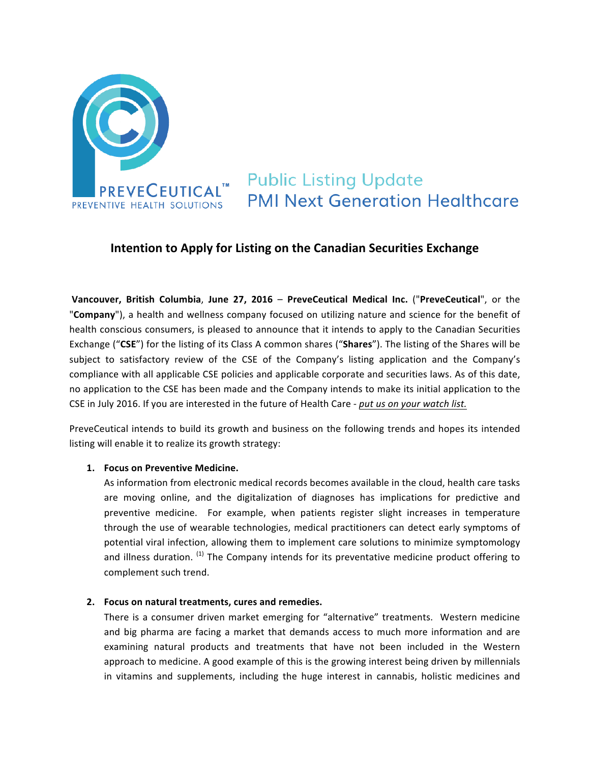PREVECEUTICAL™
PREVENTIVE HEALTH SOLUTIONS

Public Listing Update
PMI Next Generation Healthcare

## Intention to Apply for Listing on the Canadian Securities Exchange

**Vancouver, British Columbia**, **June 27, 2016** – **PreveCeutical Medical Inc.** ("**PreveCeutical**", or the "**Company**"), a health and wellness company focused on utilizing nature and science for the benefit of health conscious consumers, is pleased to announce that it intends to apply to the Canadian Securities Exchange ("**CSE**") for the listing of its Class A common shares ("**Shares**"). The listing of the Shares will be subject to satisfactory review of the CSE of the Company's listing application and the Company's compliance with all applicable CSE policies and applicable corporate and securities laws. As of this date, no application to the CSE has been made and the Company intends to make its initial application to the CSE in July 2016. If you are interested in the future of Health Care - *put us on your watch list.*

PreveCeutical intends to build its growth and business on the following trends and hopes its intended listing will enable it to realize its growth strategy:

1. **Focus on Preventive Medicine.**
   As information from electronic medical records becomes available in the cloud, health care tasks are moving online, and the digitalization of diagnoses has implications for predictive and preventive medicine. For example, when patients register slight increases in temperature through the use of wearable technologies, medical practitioners can detect early symptoms of potential viral infection, allowing them to implement care solutions to minimize symptomology and illness duration. [(1)] The Company intends for its preventative medicine product offering to complement such trend.

2. **Focus on natural treatments, cures and remedies.**
   There is a consumer driven market emerging for "alternative" treatments. Western medicine and big pharma are facing a market that demands access to much more information and are examining natural products and treatments that have not been included in the Western approach to medicine. A good example of this is the growing interest being driven by millennials in vitamins and supplements, including the huge interest in cannabis, holistic medicines and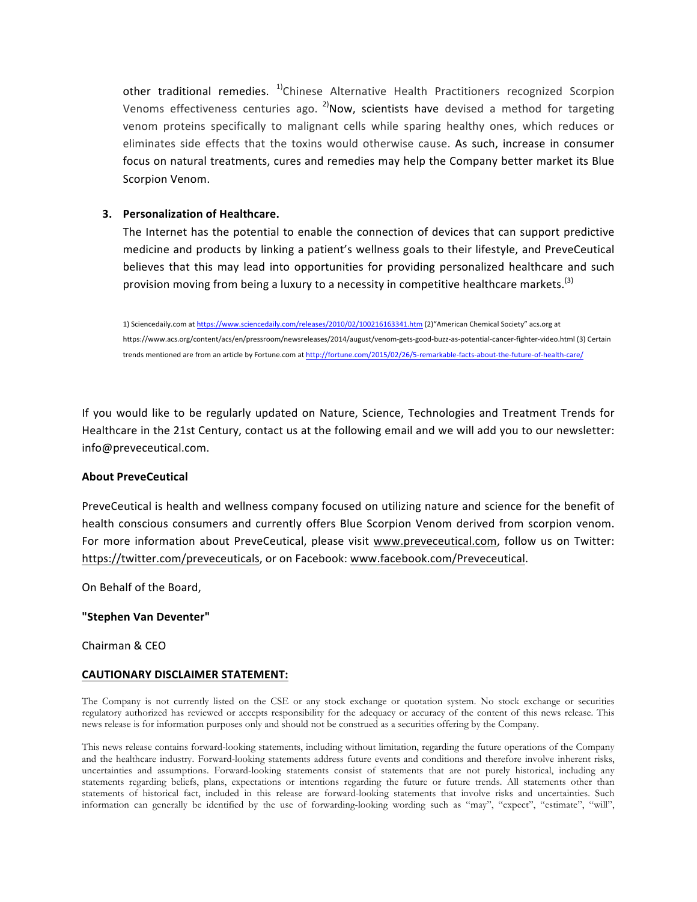other traditional remedies. [1)]Chinese Alternative Health Practitioners recognized Scorpion Venoms effectiveness centuries ago. [2)]Now, scientists have devised a method for targeting venom proteins specifically to malignant cells while sparing healthy ones, which reduces or eliminates side effects that the toxins would otherwise cause. As such, increase in consumer focus on natural treatments, cures and remedies may help the Company better market its Blue Scorpion Venom.

3. **Personalization of Healthcare.**

   The Internet has the potential to enable the connection of devices that can support predictive medicine and products by linking a patient's wellness goals to their lifestyle, and PreveCeutical believes that this may lead into opportunities for providing personalized healthcare and such provision moving from being a luxury to a necessity in competitive healthcare markets.[(3)]

1) Sciencedaily.com at https://www.sciencedaily.com/releases/2010/02/100216163341.htm (2)"American Chemical Society" acs.org at https://www.acs.org/content/acs/en/pressroom/newsreleases/2014/august/venom-gets-good-buzz-as-potential-cancer-fighter-video.html (3) Certain trends mentioned are from an article by Fortune.com at http://fortune.com/2015/02/26/5-remarkable-facts-about-the-future-of-health-care/

If you would like to be regularly updated on Nature, Science, Technologies and Treatment Trends for Healthcare in the 21st Century, contact us at the following email and we will add you to our newsletter: info@preveceutical.com.

**About PreveCeutical**

PreveCeutical is health and wellness company focused on utilizing nature and science for the benefit of health conscious consumers and currently offers Blue Scorpion Venom derived from scorpion venom. For more information about PreveCeutical, please visit www.preveceutical.com, follow us on Twitter: https://twitter.com/preveceuticals, or on Facebook: www.facebook.com/Preveceutical.

On Behalf of the Board,

**"Stephen Van Deventer"**

Chairman & CEO

**CAUTIONARY DISCLAIMER STATEMENT:**

The Company is not currently listed on the CSE or any stock exchange or quotation system. No stock exchange or securities regulatory authorized has reviewed or accepts responsibility for the adequacy or accuracy of the content of this news release. This news release is for information purposes only and should not be construed as a securities offering by the Company.

This news release contains forward-looking statements, including without limitation, regarding the future operations of the Company and the healthcare industry. Forward-looking statements address future events and conditions and therefore involve inherent risks, uncertainties and assumptions. Forward-looking statements consist of statements that are not purely historical, including any statements regarding beliefs, plans, expectations or intentions regarding the future or future trends. All statements other than statements of historical fact, included in this release are forward-looking statements that involve risks and uncertainties. Such information can generally be identified by the use of forwarding-looking wording such as "may", "expect", "estimate", "will",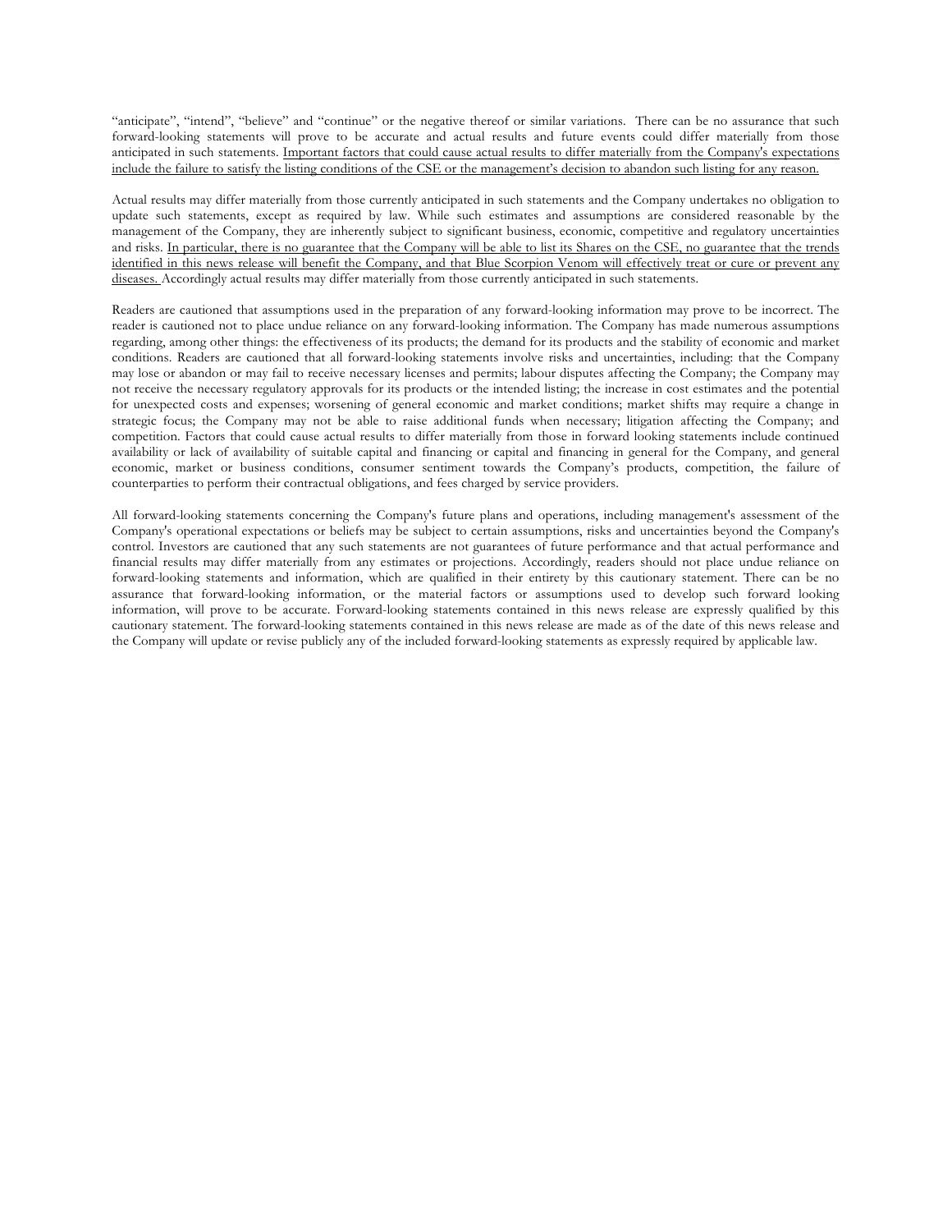"anticipate", "intend", "believe" and "continue" or the negative thereof or similar variations. There can be no assurance that such forward-looking statements will prove to be accurate and actual results and future events could differ materially from those anticipated in such statements. <u>Important factors that could cause actual results to differ materially from the Company's expectations include the failure to satisfy the listing conditions of the CSE or the management's decision to abandon such listing for any reason.</u>

Actual results may differ materially from those currently anticipated in such statements and the Company undertakes no obligation to update such statements, except as required by law. While such estimates and assumptions are considered reasonable by the management of the Company, they are inherently subject to significant business, economic, competitive and regulatory uncertainties and risks. <u>In particular, there is no guarantee that the Company will be able to list its Shares on the CSE, no guarantee that the trends identified in this news release will benefit the Company, and that Blue Scorpion Venom will effectively treat or cure or prevent any diseases.</u> Accordingly actual results may differ materially from those currently anticipated in such statements.

Readers are cautioned that assumptions used in the preparation of any forward-looking information may prove to be incorrect. The reader is cautioned not to place undue reliance on any forward-looking information. The Company has made numerous assumptions regarding, among other things: the effectiveness of its products; the demand for its products and the stability of economic and market conditions. Readers are cautioned that all forward-looking statements involve risks and uncertainties, including: that the Company may lose or abandon or may fail to receive necessary licenses and permits; labour disputes affecting the Company; the Company may not receive the necessary regulatory approvals for its products or the intended listing; the increase in cost estimates and the potential for unexpected costs and expenses; worsening of general economic and market conditions; market shifts may require a change in strategic focus; the Company may not be able to raise additional funds when necessary; litigation affecting the Company; and competition. Factors that could cause actual results to differ materially from those in forward looking statements include continued availability or lack of availability of suitable capital and financing or capital and financing in general for the Company, and general economic, market or business conditions, consumer sentiment towards the Company's products, competition, the failure of counterparties to perform their contractual obligations, and fees charged by service providers.

All forward-looking statements concerning the Company's future plans and operations, including management's assessment of the Company's operational expectations or beliefs may be subject to certain assumptions, risks and uncertainties beyond the Company's control. Investors are cautioned that any such statements are not guarantees of future performance and that actual performance and financial results may differ materially from any estimates or projections. Accordingly, readers should not place undue reliance on forward-looking statements and information, which are qualified in their entirety by this cautionary statement. There can be no assurance that forward-looking information, or the material factors or assumptions used to develop such forward looking information, will prove to be accurate. Forward-looking statements contained in this news release are expressly qualified by this cautionary statement. The forward-looking statements contained in this news release are made as of the date of this news release and the Company will update or revise publicly any of the included forward-looking statements as expressly required by applicable law.